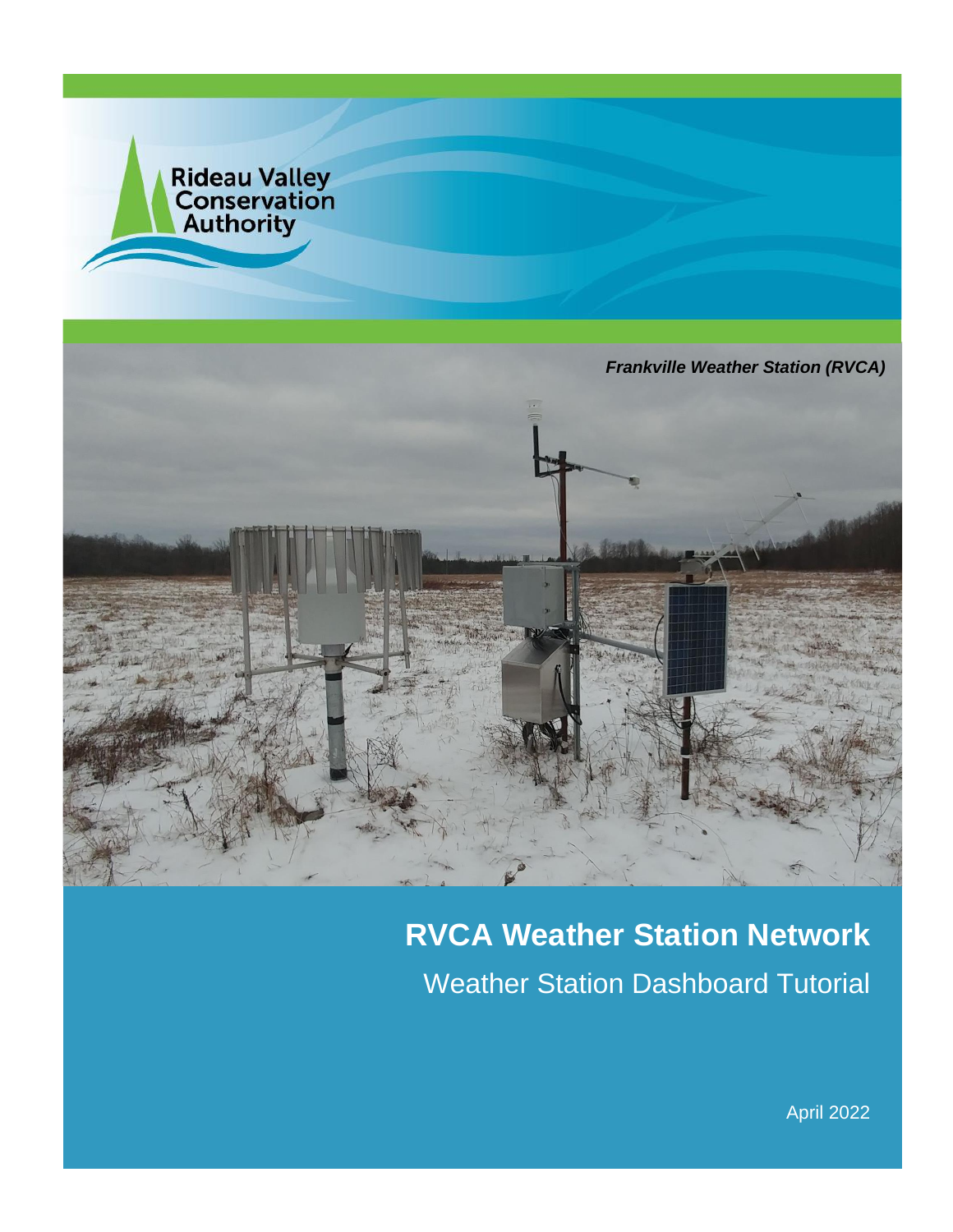Rideau Valley Conservation Authority

*Frankville Weather Station (RVCA)*

# RVCA Weather Station Network

## Weather Station Dashboard Tutorial

April 2022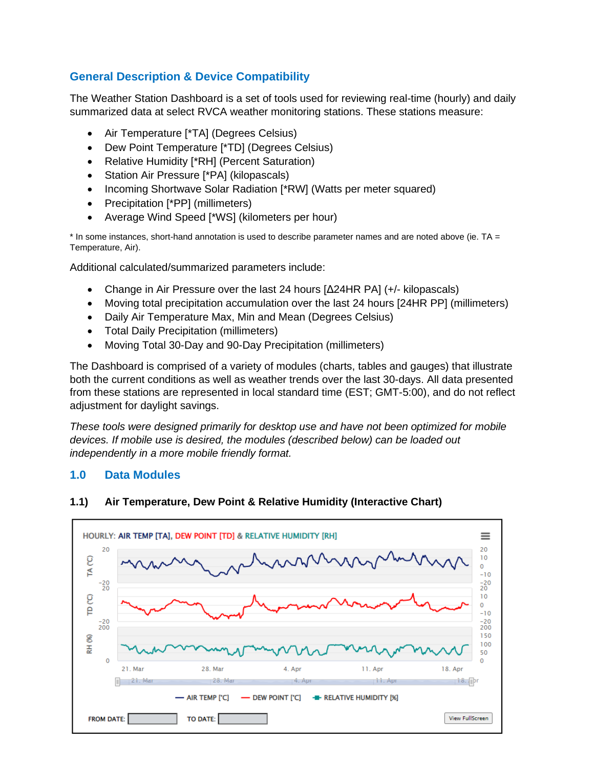## General Description & Device Compatibility

The Weather Station Dashboard is a set of tools used for reviewing real-time (hourly) and daily summarized data at select RVCA weather monitoring stations. These stations measure:

- Air Temperature [*TA] (Degrees Celsius)
- Dew Point Temperature [*TD] (Degrees Celsius)
- Relative Humidity [*RH] (Percent Saturation)
- Station Air Pressure [*PA] (kilopascals)
- Incoming Shortwave Solar Radiation [*RW] (Watts per meter squared)
- Precipitation [*PP] (millimeters)
- Average Wind Speed [*WS] (kilometers per hour)

* In some instances, short-hand annotation is used to describe parameter names and are noted above (ie. TA = Temperature, Air).

Additional calculated/summarized parameters include:

- Change in Air Pressure over the last 24 hours [Δ24HR PA] (+/- kilopascals)
- Moving total precipitation accumulation over the last 24 hours [24HR PP] (millimeters)
- Daily Air Temperature Max, Min and Mean (Degrees Celsius)
- Total Daily Precipitation (millimeters)
- Moving Total 30-Day and 90-Day Precipitation (millimeters)

The Dashboard is comprised of a variety of modules (charts, tables and gauges) that illustrate both the current conditions as well as weather trends over the last 30-days. All data presented from these stations are represented in local standard time (EST; GMT-5:00), and do not reflect adjustment for daylight savings.

*These tools were designed primarily for desktop use and have not been optimized for mobile devices. If mobile use is desired, the modules (described below) can be loaded out independently in a more mobile friendly format.*

## 1.0 Data Modules

### 1.1) Air Temperature, Dew Point & Relative Humidity (Interactive Chart)

HOURLY: AIR TEMP [TA], DEW POINT [TD] & RELATIVE HUMIDITY [RH]

— AIR TEMP [°C] — DEW POINT [°C] — RELATIVE HUMIDITY [%]

FROM DATE: TO DATE: View FullScreen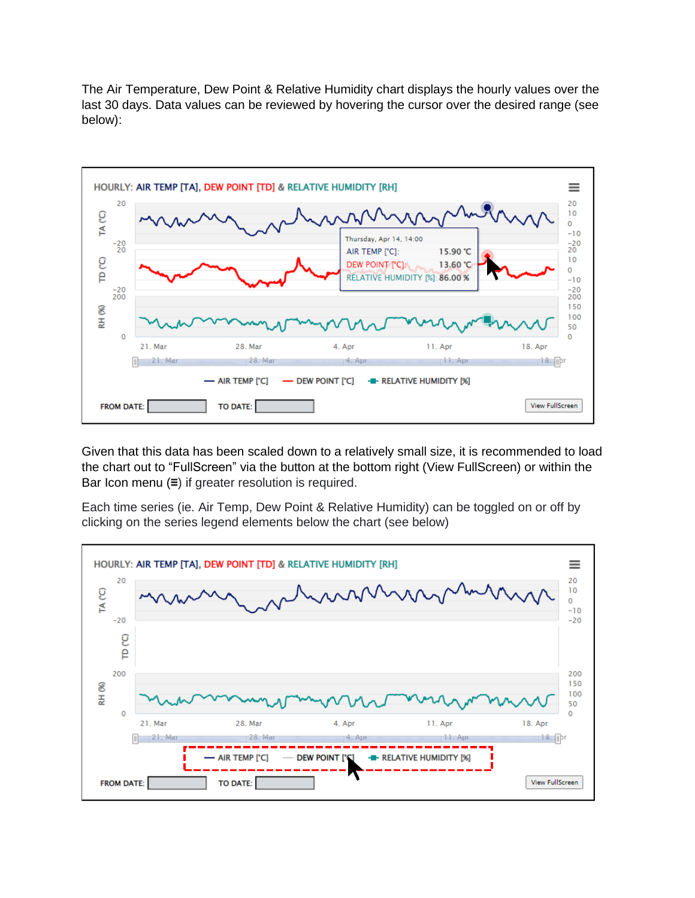The Air Temperature, Dew Point & Relative Humidity chart displays the hourly values over the last 30 days. Data values can be reviewed by hovering the cursor over the desired range (see below):

Given that this data has been scaled down to a relatively small size, it is recommended to load the chart out to “FullScreen” via the button at the bottom right (View FullScreen) or within the Bar Icon menu (≡) if greater resolution is required.

Each time series (ie. Air Temp, Dew Point & Relative Humidity) can be toggled on or off by clicking on the series legend elements below the chart (see below)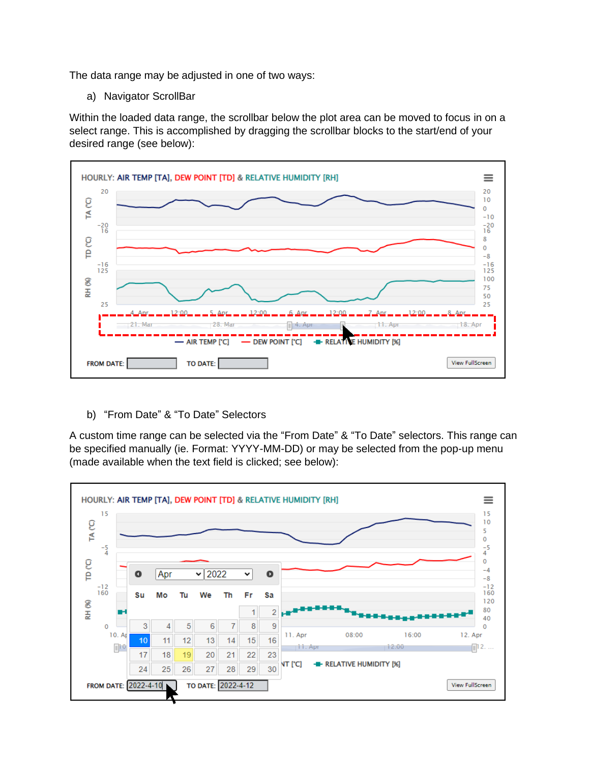The data range may be adjusted in one of two ways:

a) Navigator ScrollBar

Within the loaded data range, the scrollbar below the plot area can be moved to focus in on a select range. This is accomplished by dragging the scrollbar blocks to the start/end of your desired range (see below):

b) “From Date” & “To Date” Selectors

A custom time range can be selected via the “From Date” & “To Date” selectors. This range can be specified manually (ie. Format: YYYY-MM-DD) or may be selected from the pop-up menu (made available when the text field is clicked; see below):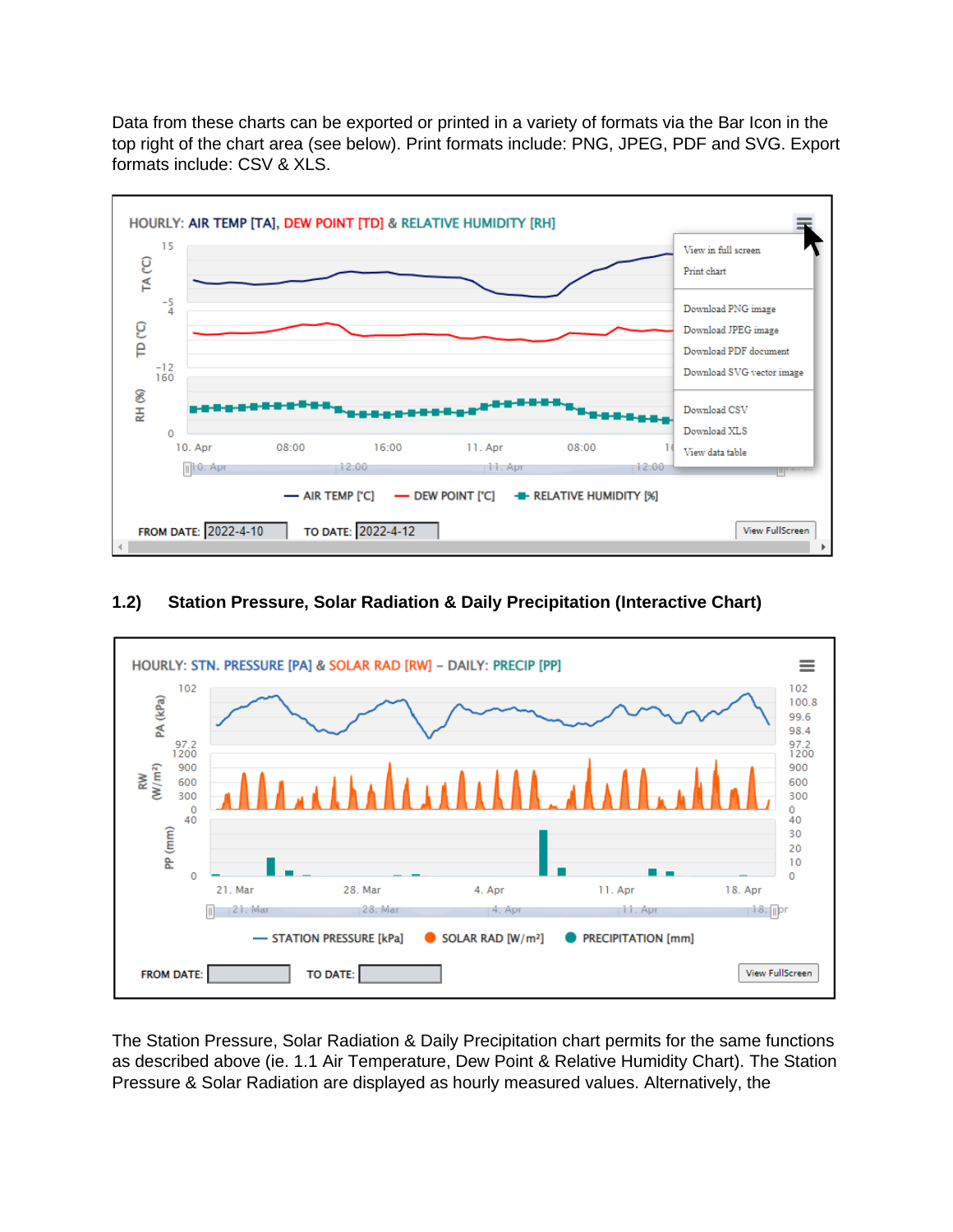Data from these charts can be exported or printed in a variety of formats via the Bar Icon in the top right of the chart area (see below). Print formats include: PNG, JPEG, PDF and SVG. Export formats include: CSV & XLS.

## 1.2) Station Pressure, Solar Radiation & Daily Precipitation (Interactive Chart)

The Station Pressure, Solar Radiation & Daily Precipitation chart permits for the same functions as described above (ie. 1.1 Air Temperature, Dew Point & Relative Humidity Chart). The Station Pressure & Solar Radiation are displayed as hourly measured values. Alternatively, the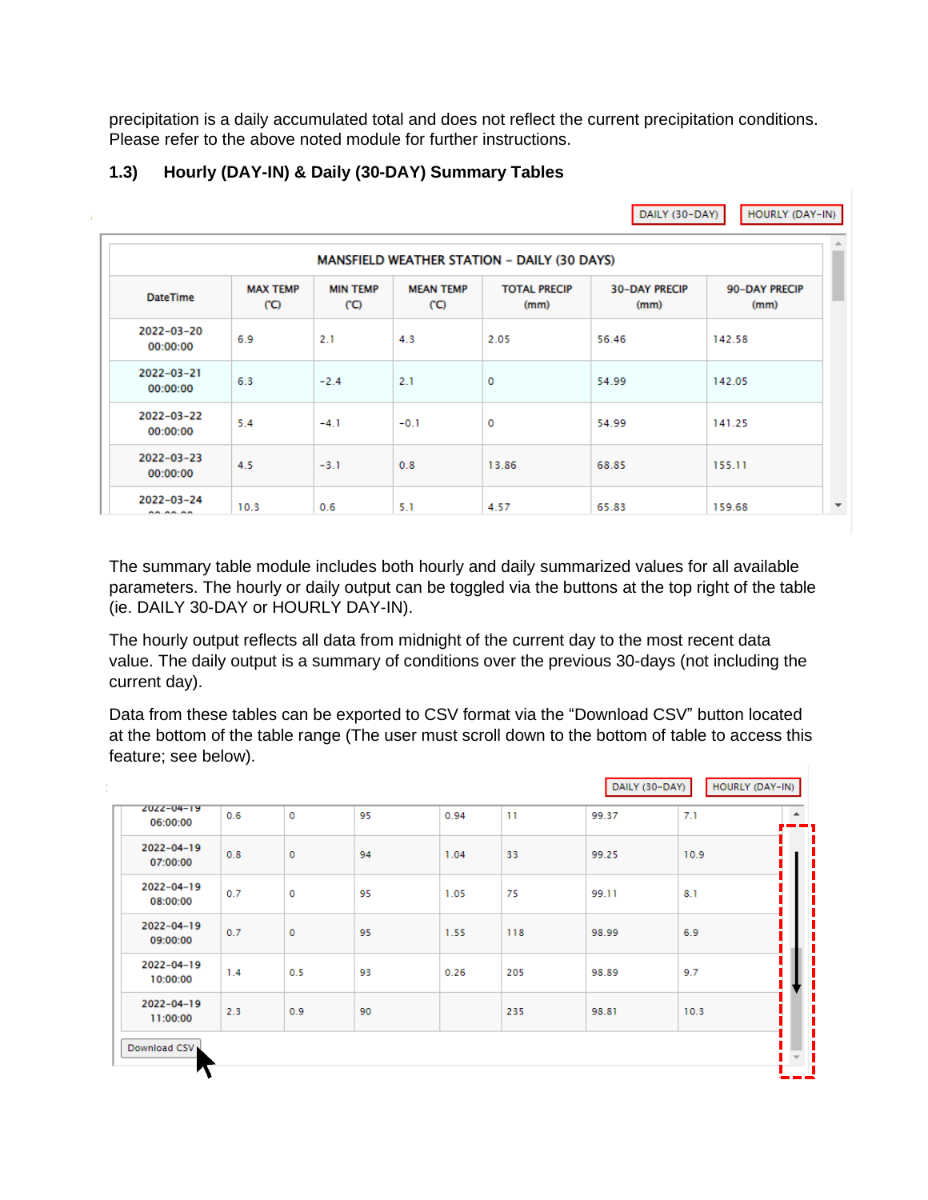precipitation is a daily accumulated total and does not reflect the current precipitation conditions. Please refer to the above noted module for further instructions.

### 1.3) Hourly (DAY-IN) & Daily (30-DAY) Summary Tables

DAILY (30-DAY) HOURLY (DAY-IN)

| MANSFIELD WEATHER STATION – DAILY (30 DAYS) | | | | | | |
|---|---|---|---|---|---|---|
| DateTime | MAX TEMP (°C) | MIN TEMP (°C) | MEAN TEMP (°C) | TOTAL PRECIP (mm) | 30-DAY PRECIP (mm) | 90-DAY PRECIP (mm) |
| 2022-03-20 00:00:00 | 6.9 | 2.1 | 4.3 | 2.05 | 56.46 | 142.58 |
| 2022-03-21 00:00:00 | 6.3 | -2.4 | 2.1 | 0 | 54.99 | 142.05 |
| 2022-03-22 00:00:00 | 5.4 | -4.1 | -0.1 | 0 | 54.99 | 141.25 |
| 2022-03-23 00:00:00 | 4.5 | -3.1 | 0.8 | 13.86 | 68.85 | 155.11 |
| 2022-03-24 | 10.3 | 0.6 | 5.1 | 4.57 | 65.83 | 159.68 |

The summary table module includes both hourly and daily summarized values for all available parameters. The hourly or daily output can be toggled via the buttons at the top right of the table (ie. DAILY 30-DAY or HOURLY DAY-IN).

The hourly output reflects all data from midnight of the current day to the most recent data value. The daily output is a summary of conditions over the previous 30-days (not including the current day).

Data from these tables can be exported to CSV format via the “Download CSV” button located at the bottom of the table range (The user must scroll down to the bottom of table to access this feature; see below).

DAILY (30-DAY) HOURLY (DAY-IN)

| | | | | | | | |
|---|---|---|---|---|---|---|---|
| 2022-04-19 06:00:00 | 0.6 | 0 | 95 | 0.94 | 11 | 99.37 | 7.1 |
| 2022-04-19 07:00:00 | 0.8 | 0 | 94 | 1.04 | 33 | 99.25 | 10.9 |
| 2022-04-19 08:00:00 | 0.7 | 0 | 95 | 1.05 | 75 | 99.11 | 8.1 |
| 2022-04-19 09:00:00 | 0.7 | 0 | 95 | 1.55 | 118 | 98.99 | 6.9 |
| 2022-04-19 10:00:00 | 1.4 | 0.5 | 93 | 0.26 | 205 | 98.89 | 9.7 |
| 2022-04-19 11:00:00 | 2.3 | 0.9 | 90 | | 235 | 98.81 | 10.3 |

Download CSV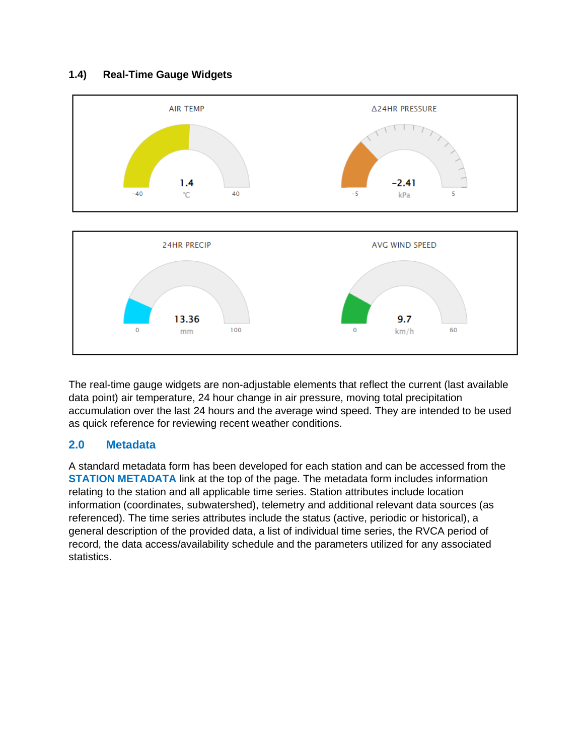### 1.4) Real-Time Gauge Widgets

AIR TEMP

1.4

°C

-40

40

Δ24HR PRESSURE

-2.41

kPa

-5

5

24HR PRECIP

13.36

mm

0

100

AVG WIND SPEED

9.7

km/h

0

60

The real-time gauge widgets are non-adjustable elements that reflect the current (last available data point) air temperature, 24 hour change in air pressure, moving total precipitation accumulation over the last 24 hours and the average wind speed. They are intended to be used as quick reference for reviewing recent weather conditions.

## 2.0 Metadata

A standard metadata form has been developed for each station and can be accessed from the **STATION METADATA** link at the top of the page. The metadata form includes information relating to the station and all applicable time series. Station attributes include location information (coordinates, subwatershed), telemetry and additional relevant data sources (as referenced). The time series attributes include the status (active, periodic or historical), a general description of the provided data, a list of individual time series, the RVCA period of record, the data access/availability schedule and the parameters utilized for any associated statistics.